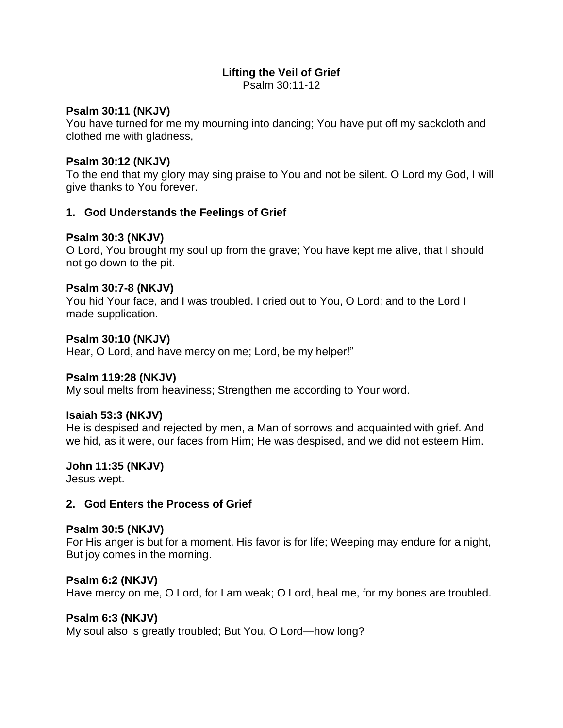# Lifting the Veil of Grief

Psalm 30:11-12

**Psalm 30:11 (NKJV)**
You have turned for me my mourning into dancing; You have put off my sackcloth and clothed me with gladness,

**Psalm 30:12 (NKJV)**
To the end that my glory may sing praise to You and not be silent. O Lord my God, I will give thanks to You forever.

## 1. God Understands the Feelings of Grief

**Psalm 30:3 (NKJV)**
O Lord, You brought my soul up from the grave; You have kept me alive, that I should not go down to the pit.

**Psalm 30:7-8 (NKJV)**
You hid Your face, and I was troubled. I cried out to You, O Lord; and to the Lord I made supplication.

**Psalm 30:10 (NKJV)**
Hear, O Lord, and have mercy on me; Lord, be my helper!"

**Psalm 119:28 (NKJV)**
My soul melts from heaviness; Strengthen me according to Your word.

**Isaiah 53:3 (NKJV)**
He is despised and rejected by men, a Man of sorrows and acquainted with grief. And we hid, as it were, our faces from Him; He was despised, and we did not esteem Him.

**John 11:35 (NKJV)**
Jesus wept.

## 2. God Enters the Process of Grief

**Psalm 30:5 (NKJV)**
For His anger is but for a moment, His favor is for life; Weeping may endure for a night, But joy comes in the morning.

**Psalm 6:2 (NKJV)**
Have mercy on me, O Lord, for I am weak; O Lord, heal me, for my bones are troubled.

**Psalm 6:3 (NKJV)**
My soul also is greatly troubled; But You, O Lord—how long?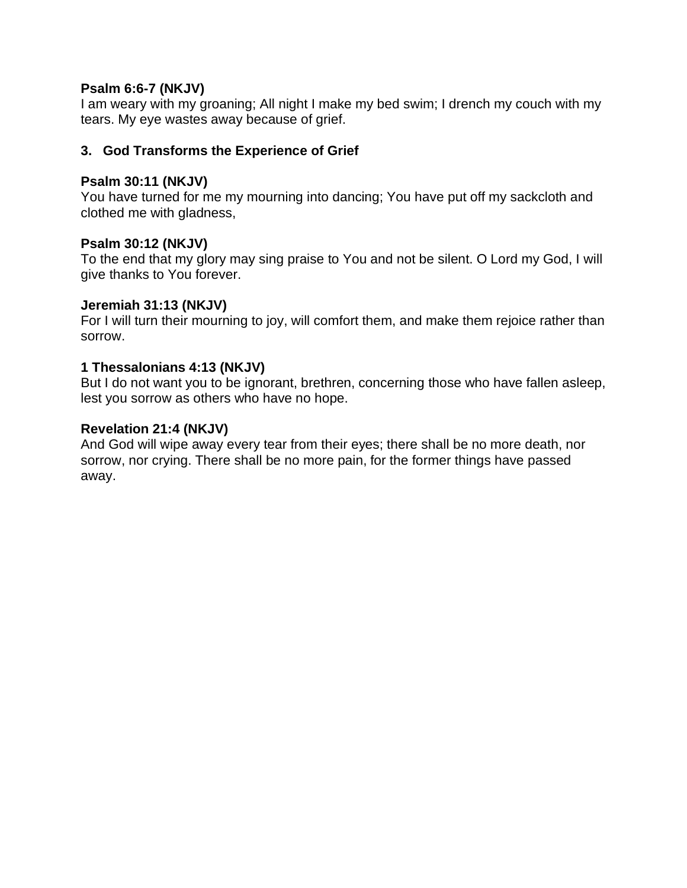**Psalm 6:6-7 (NKJV)**
I am weary with my groaning; All night I make my bed swim; I drench my couch with my tears. My eye wastes away because of grief.

### 3. God Transforms the Experience of Grief

**Psalm 30:11 (NKJV)**
You have turned for me my mourning into dancing; You have put off my sackcloth and clothed me with gladness,

**Psalm 30:12 (NKJV)**
To the end that my glory may sing praise to You and not be silent. O Lord my God, I will give thanks to You forever.

**Jeremiah 31:13 (NKJV)**
For I will turn their mourning to joy, will comfort them, and make them rejoice rather than sorrow.

**1 Thessalonians 4:13 (NKJV)**
But I do not want you to be ignorant, brethren, concerning those who have fallen asleep, lest you sorrow as others who have no hope.

**Revelation 21:4 (NKJV)**
And God will wipe away every tear from their eyes; there shall be no more death, nor sorrow, nor crying. There shall be no more pain, for the former things have passed away.